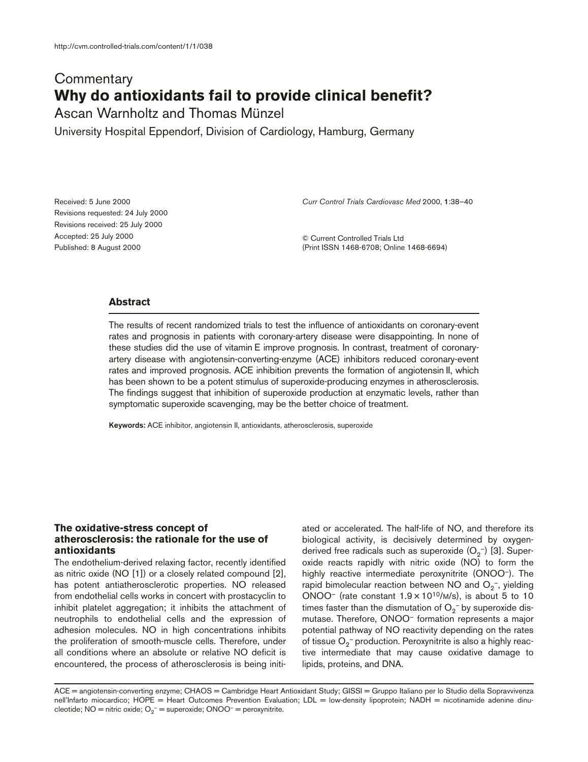Commentary

# Why do antioxidants fail to provide clinical benefit?

Ascan Warnholtz and Thomas Münzel

University Hospital Eppendorf, Division of Cardiology, Hamburg, Germany

Received: 5 June 2000
Revisions requested: 24 July 2000
Revisions received: 25 July 2000
Accepted: 25 July 2000
Published: 8 August 2000

*Curr Control Trials Cardiovasc Med* 2000, **1**:38–40

© Current Controlled Trials Ltd
(Print ISSN 1468-6708; Online 1468-6694)

## Abstract

The results of recent randomized trials to test the influence of antioxidants on coronary-event rates and prognosis in patients with coronary-artery disease were disappointing. In none of these studies did the use of vitamin E improve prognosis. In contrast, treatment of coronary-artery disease with angiotensin-converting-enzyme (ACE) inhibitors reduced coronary-event rates and improved prognosis. ACE inhibition prevents the formation of angiotensin II, which has been shown to be a potent stimulus of superoxide-producing enzymes in atherosclerosis. The findings suggest that inhibition of superoxide production at enzymatic levels, rather than symptomatic superoxide scavenging, may be the better choice of treatment.

**Keywords:** ACE inhibitor, angiotensin II, antioxidants, atherosclerosis, superoxide

## The oxidative-stress concept of atherosclerosis: the rationale for the use of antioxidants

The endothelium-derived relaxing factor, recently identified as nitric oxide (NO [1]) or a closely related compound [2], has potent antiatherosclerotic properties. NO released from endothelial cells works in concert with prostacyclin to inhibit platelet aggregation; it inhibits the attachment of neutrophils to endothelial cells and the expression of adhesion molecules. NO in high concentrations inhibits the proliferation of smooth-muscle cells. Therefore, under all conditions where an absolute or relative NO deficit is encountered, the process of atherosclerosis is being initiated or accelerated. The half-life of NO, and therefore its biological activity, is decisively determined by oxygen-derived free radicals such as superoxide ($O_2^-$) [3]. Superoxide reacts rapidly with nitric oxide (NO) to form the highly reactive intermediate peroxynitrite ($ONOO^-$). The rapid bimolecular reaction between NO and $O_2^-$, yielding $ONOO^-$ (rate constant $1.9 \times 10^{10}$/M/s), is about 5 to 10 times faster than the dismutation of $O_2^-$ by superoxide dismutase. Therefore, $ONOO^-$ formation represents a major potential pathway of NO reactivity depending on the rates of tissue $O_2^-$ production. Peroxynitrite is also a highly reactive intermediate that may cause oxidative damage to lipids, proteins, and DNA.

ACE = angiotensin-converting enzyme; CHAOS = Cambridge Heart Antioxidant Study; GISSI = Gruppo Italiano per lo Studio della Sopravvivenza nell'Infarto miocardico; HOPE = Heart Outcomes Prevention Evaluation; LDL = low-density lipoprotein; NADH = nicotinamide adenine dinucleotide; NO = nitric oxide; $O_2^-$ = superoxide; $ONOO^-$ = peroxynitrite.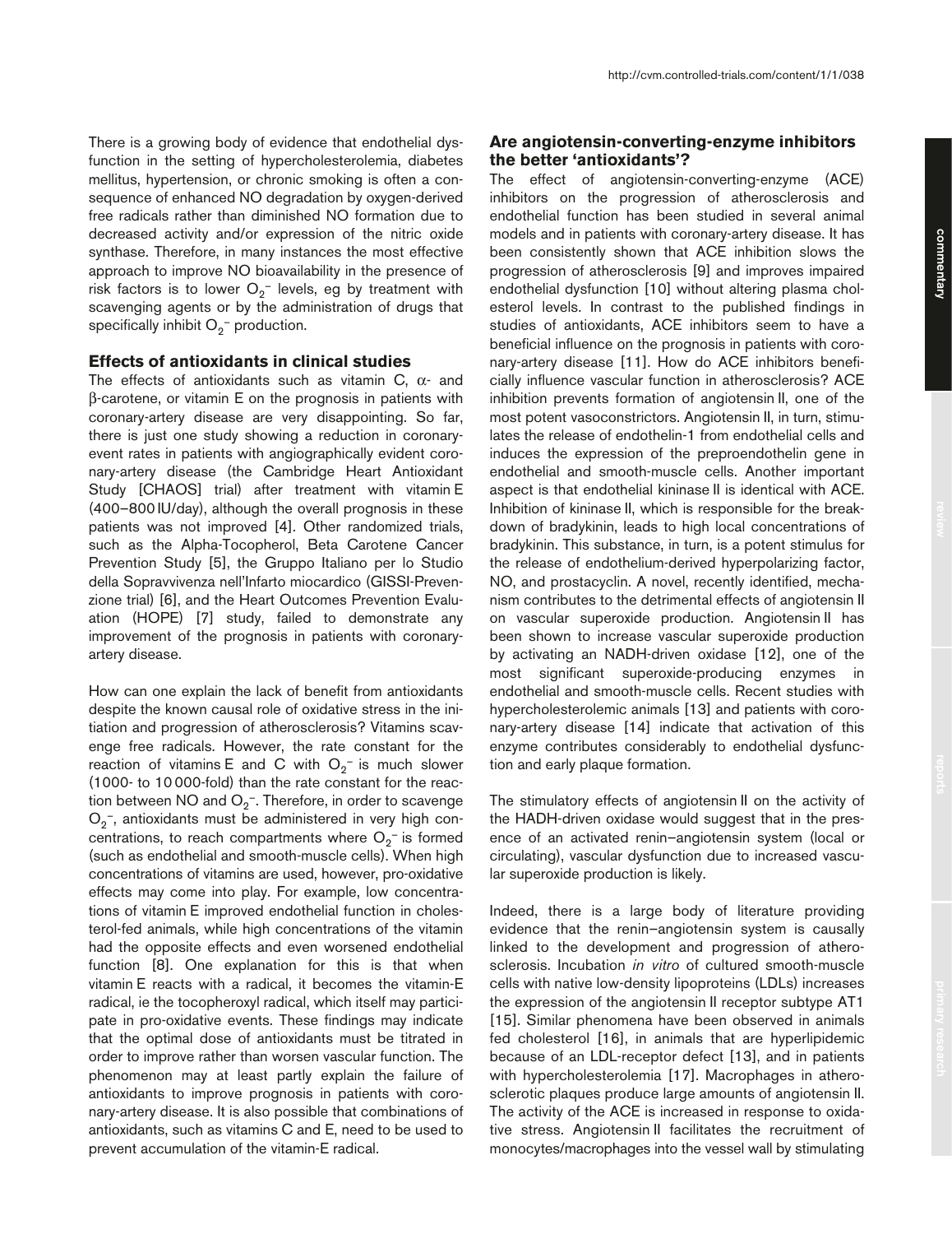There is a growing body of evidence that endothelial dysfunction in the setting of hypercholesterolemia, diabetes mellitus, hypertension, or chronic smoking is often a consequence of enhanced NO degradation by oxygen-derived free radicals rather than diminished NO formation due to decreased activity and/or expression of the nitric oxide synthase. Therefore, in many instances the most effective approach to improve NO bioavailability in the presence of risk factors is to lower $O_2^-$ levels, eg by treatment with scavenging agents or by the administration of drugs that specifically inhibit $O_2^-$ production.

## Effects of antioxidants in clinical studies

The effects of antioxidants such as vitamin C, α- and β-carotene, or vitamin E on the prognosis in patients with coronary-artery disease are very disappointing. So far, there is just one study showing a reduction in coronary-event rates in patients with angiographically evident coronary-artery disease (the Cambridge Heart Antioxidant Study [CHAOS] trial) after treatment with vitamin E (400–800 IU/day), although the overall prognosis in these patients was not improved [4]. Other randomized trials, such as the Alpha-Tocopherol, Beta Carotene Cancer Prevention Study [5], the Gruppo Italiano per lo Studio della Sopravvivenza nell'Infarto miocardico (GISSI-Prevenzione trial) [6], and the Heart Outcomes Prevention Evaluation (HOPE) [7] study, failed to demonstrate any improvement of the prognosis in patients with coronary-artery disease.

How can one explain the lack of benefit from antioxidants despite the known causal role of oxidative stress in the initiation and progression of atherosclerosis? Vitamins scavenge free radicals. However, the rate constant for the reaction of vitamins E and C with $O_2^-$ is much slower (1000- to 10 000-fold) than the rate constant for the reaction between NO and $O_2^-$. Therefore, in order to scavenge $O_2^-$, antioxidants must be administered in very high concentrations, to reach compartments where $O_2^-$ is formed (such as endothelial and smooth-muscle cells). When high concentrations of vitamins are used, however, pro-oxidative effects may come into play. For example, low concentrations of vitamin E improved endothelial function in cholesterol-fed animals, while high concentrations of the vitamin had the opposite effects and even worsened endothelial function [8]. One explanation for this is that when vitamin E reacts with a radical, it becomes the vitamin-E radical, ie the tocopheroxyl radical, which itself may participate in pro-oxidative events. These findings may indicate that the optimal dose of antioxidants must be titrated in order to improve rather than worsen vascular function. The phenomenon may at least partly explain the failure of antioxidants to improve prognosis in patients with coronary-artery disease. It is also possible that combinations of antioxidants, such as vitamins C and E, need to be used to prevent accumulation of the vitamin-E radical.

## Are angiotensin-converting-enzyme inhibitors the better 'antioxidants'?

The effect of angiotensin-converting-enzyme (ACE) inhibitors on the progression of atherosclerosis and endothelial function has been studied in several animal models and in patients with coronary-artery disease. It has been consistently shown that ACE inhibition slows the progression of atherosclerosis [9] and improves impaired endothelial dysfunction [10] without altering plasma cholesterol levels. In contrast to the published findings in studies of antioxidants, ACE inhibitors seem to have a beneficial influence on the prognosis in patients with coronary-artery disease [11]. How do ACE inhibitors beneficially influence vascular function in atherosclerosis? ACE inhibition prevents formation of angiotensin II, one of the most potent vasoconstrictors. Angiotensin II, in turn, stimulates the release of endothelin-1 from endothelial cells and induces the expression of the preproendothelin gene in endothelial and smooth-muscle cells. Another important aspect is that endothelial kininase II is identical with ACE. Inhibition of kininase II, which is responsible for the breakdown of bradykinin, leads to high local concentrations of bradykinin. This substance, in turn, is a potent stimulus for the release of endothelium-derived hyperpolarizing factor, NO, and prostacyclin. A novel, recently identified, mechanism contributes to the detrimental effects of angiotensin II on vascular superoxide production. Angiotensin II has been shown to increase vascular superoxide production by activating an NADH-driven oxidase [12], one of the most significant superoxide-producing enzymes in endothelial and smooth-muscle cells. Recent studies with hypercholesterolemic animals [13] and patients with coronary-artery disease [14] indicate that activation of this enzyme contributes considerably to endothelial dysfunction and early plaque formation.

The stimulatory effects of angiotensin II on the activity of the HADH-driven oxidase would suggest that in the presence of an activated renin–angiotensin system (local or circulating), vascular dysfunction due to increased vascular superoxide production is likely.

Indeed, there is a large body of literature providing evidence that the renin–angiotensin system is causally linked to the development and progression of atherosclerosis. Incubation *in vitro* of cultured smooth-muscle cells with native low-density lipoproteins (LDLs) increases the expression of the angiotensin II receptor subtype AT1 [15]. Similar phenomena have been observed in animals fed cholesterol [16], in animals that are hyperlipidemic because of an LDL-receptor defect [13], and in patients with hypercholesterolemia [17]. Macrophages in atherosclerotic plaques produce large amounts of angiotensin II. The activity of the ACE is increased in response to oxidative stress. Angiotensin II facilitates the recruitment of monocytes/macrophages into the vessel wall by stimulating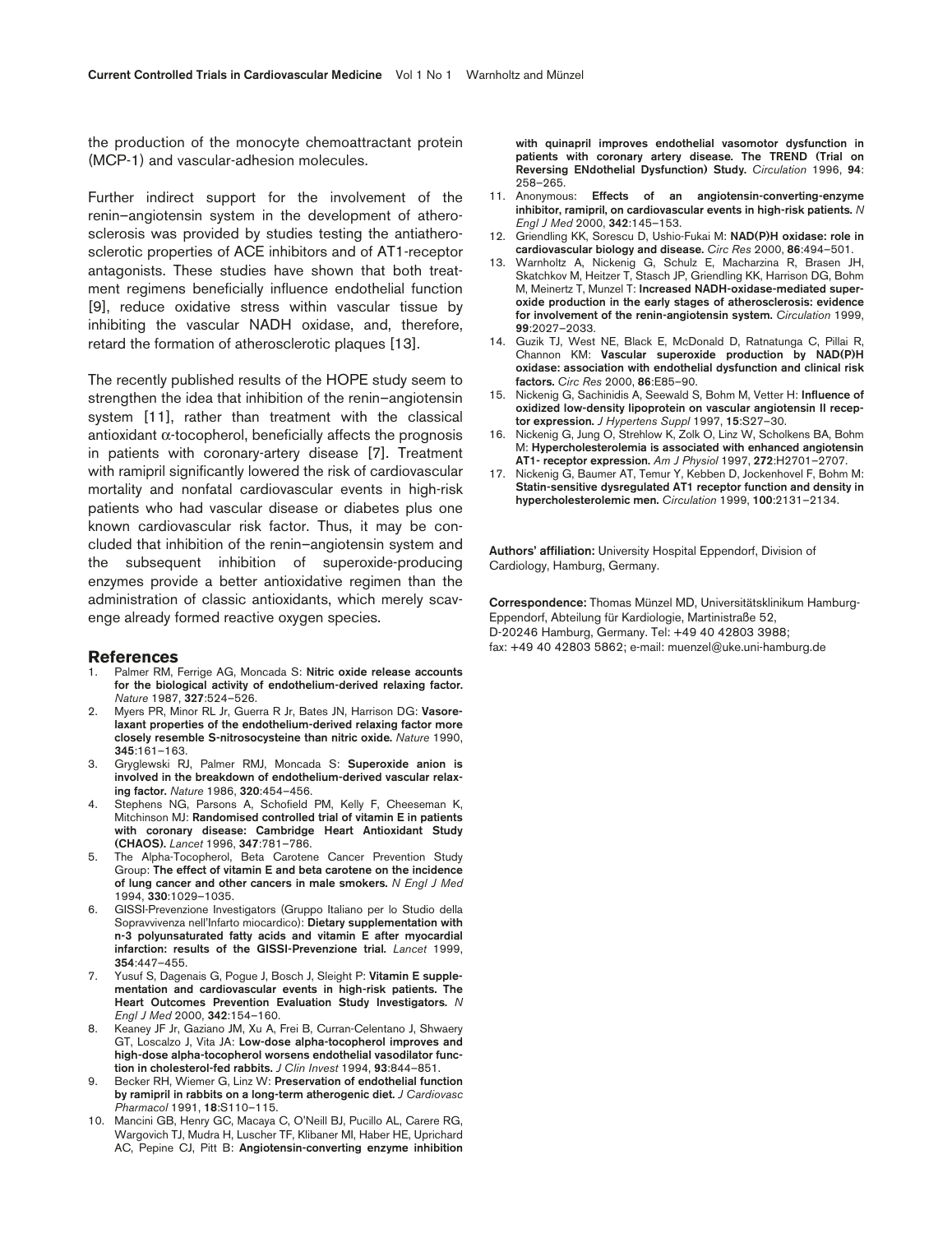the production of the monocyte chemoattractant protein (MCP-1) and vascular-adhesion molecules.

Further indirect support for the involvement of the renin–angiotensin system in the development of atherosclerosis was provided by studies testing the antiatherosclerotic properties of ACE inhibitors and of AT1-receptor antagonists. These studies have shown that both treatment regimens beneficially influence endothelial function [9], reduce oxidative stress within vascular tissue by inhibiting the vascular NADH oxidase, and, therefore, retard the formation of atherosclerotic plaques [13].

The recently published results of the HOPE study seem to strengthen the idea that inhibition of the renin–angiotensin system [11], rather than treatment with the classical antioxidant $\alpha$-tocopherol, beneficially affects the prognosis in patients with coronary-artery disease [7]. Treatment with ramipril significantly lowered the risk of cardiovascular mortality and nonfatal cardiovascular events in high-risk patients who had vascular disease or diabetes plus one known cardiovascular risk factor. Thus, it may be concluded that inhibition of the renin–angiotensin system and the subsequent inhibition of superoxide-producing enzymes provide a better antioxidative regimen than the administration of classic antioxidants, which merely scavenge already formed reactive oxygen species.

## References

1. Palmer RM, Ferrige AG, Moncada S: **Nitric oxide release accounts for the biological activity of endothelium-derived relaxing factor.** *Nature* 1987, **327**:524–526.
2. Myers PR, Minor RL Jr, Guerra R Jr, Bates JN, Harrison DG: **Vasorelaxant properties of the endothelium-derived relaxing factor more closely resemble S-nitrosocysteine than nitric oxide.** *Nature* 1990, **345**:161–163.
3. Gryglewski RJ, Palmer RMJ, Moncada S: **Superoxide anion is involved in the breakdown of endothelium-derived vascular relaxing factor.** *Nature* 1986, **320**:454–456.
4. Stephens NG, Parsons A, Schofield PM, Kelly F, Cheeseman K, Mitchinson MJ: **Randomised controlled trial of vitamin E in patients with coronary disease: Cambridge Heart Antioxidant Study (CHAOS).** *Lancet* 1996, **347**:781–786.
5. The Alpha-Tocopherol, Beta Carotene Cancer Prevention Study Group: **The effect of vitamin E and beta carotene on the incidence of lung cancer and other cancers in male smokers.** *N Engl J Med* 1994, **330**:1029–1035.
6. GISSI-Prevenzione Investigators (Gruppo Italiano per lo Studio della Sopravvivenza nell'Infarto miocardico): **Dietary supplementation with n-3 polyunsaturated fatty acids and vitamin E after myocardial infarction: results of the GISSI-Prevenzione trial.** *Lancet* 1999, **354**:447–455.
7. Yusuf S, Dagenais G, Pogue J, Bosch J, Sleight P: **Vitamin E supplementation and cardiovascular events in high-risk patients. The Heart Outcomes Prevention Evaluation Study Investigators.** *N Engl J Med* 2000, **342**:154–160.
8. Keaney JF Jr, Gaziano JM, Xu A, Frei B, Curran-Celentano J, Shwaery GT, Loscalzo J, Vita JA: **Low-dose alpha-tocopherol improves and high-dose alpha-tocopherol worsens endothelial vasodilator function in cholesterol-fed rabbits.** *J Clin Invest* 1994, **93**:844–851.
9. Becker RH, Wiemer G, Linz W: **Preservation of endothelial function by ramipril in rabbits on a long-term atherogenic diet.** *J Cardiovasc Pharmacol* 1991, **18**:S110–115.
10. Mancini GB, Henry GC, Macaya C, O'Neill BJ, Pucillo AL, Carere RG, Wargovich TJ, Mudra H, Luscher TF, Klibaner MI, Haber HE, Uprichard AC, Pepine CJ, Pitt B: **Angiotensin-converting enzyme inhibition with quinapril improves endothelial vasomotor dysfunction in patients with coronary artery disease. The TREND (Trial on Reversing ENdothelial Dysfunction) Study.** *Circulation* 1996, **94**: 258–265.
11. Anonymous: **Effects of an angiotensin-converting-enzyme inhibitor, ramipril, on cardiovascular events in high-risk patients.** *N Engl J Med* 2000, **342**:145–153.
12. Griendling KK, Sorescu D, Ushio-Fukai M: **NAD(P)H oxidase: role in cardiovascular biology and disease.** *Circ Res* 2000, **86**:494–501.
13. Warnholtz A, Nickenig G, Schulz E, Macharzina R, Brasen JH, Skatchkov M, Heitzer T, Stasch JP, Griendling KK, Harrison DG, Bohm M, Meinertz T, Munzel T: **Increased NADH-oxidase-mediated superoxide production in the early stages of atherosclerosis: evidence for involvement of the renin-angiotensin system.** *Circulation* 1999, **99**:2027–2033.
14. Guzik TJ, West NE, Black E, McDonald D, Ratnatunga C, Pillai R, Channon KM: **Vascular superoxide production by NAD(P)H oxidase: association with endothelial dysfunction and clinical risk factors.** *Circ Res* 2000, **86**:E85–90.
15. Nickenig G, Sachinidis A, Seewald S, Bohm M, Vetter H: **Influence of oxidized low-density lipoprotein on vascular angiotensin II receptor expression.** *J Hypertens Suppl* 1997, **15**:S27–30.
16. Nickenig G, Jung O, Strehlow K, Zolk O, Linz W, Scholkens BA, Bohm M: **Hypercholesterolemia is associated with enhanced angiotensin AT1- receptor expression.** *Am J Physiol* 1997, **272**:H2701–2707.
17. Nickenig G, Baumer AT, Temur Y, Kebben D, Jockenhovel F, Bohm M: **Statin-sensitive dysregulated AT1 receptor function and density in hypercholesterolemic men.** *Circulation* 1999, **100**:2131–2134.

**Authors' affiliation:** University Hospital Eppendorf, Division of Cardiology, Hamburg, Germany.

**Correspondence:** Thomas Münzel MD, Universitätsklinikum Hamburg-Eppendorf, Abteilung für Kardiologie, Martinistraße 52, D-20246 Hamburg, Germany. Tel: +49 40 42803 3988; fax: +49 40 42803 5862; e-mail: muenzel@uke.uni-hamburg.de